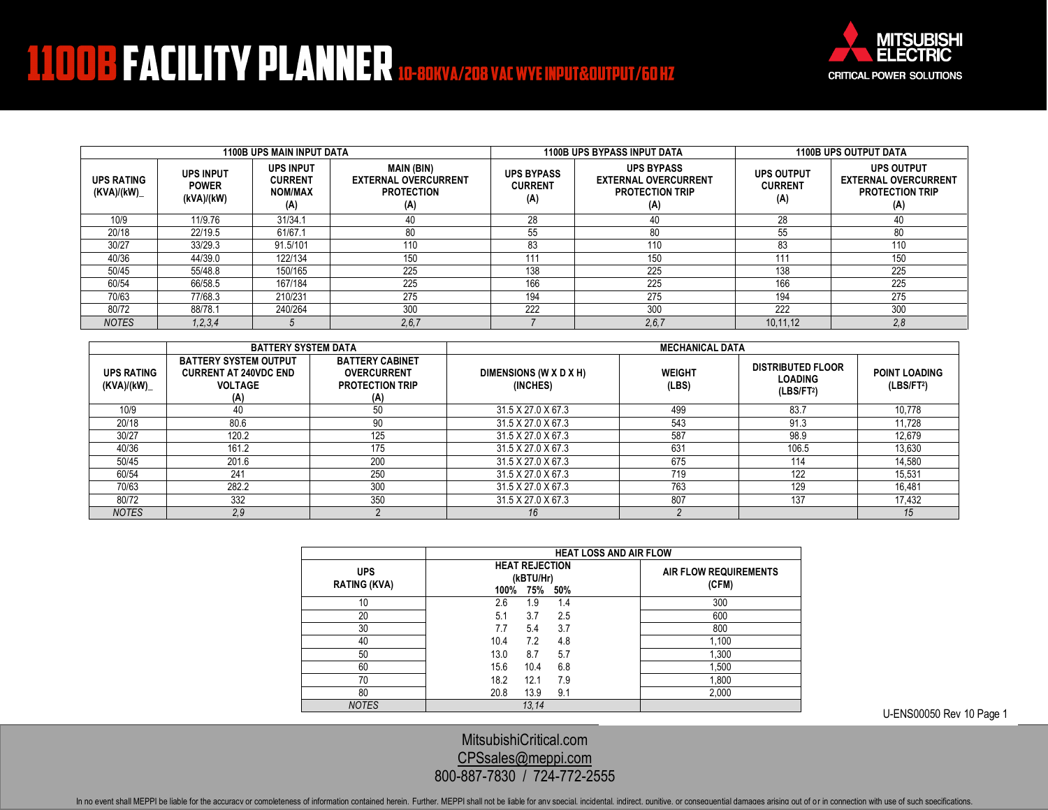# 1100B FACILITY PLANNER 10-80KVA/208 VAC WYE INPUT&OUTPUT/60 HZ

MITSUBISHI ELECTRIC
CRITICAL POWER SOLUTIONS

| | 1100B UPS MAIN INPUT DATA | | | 1100B UPS BYPASS INPUT DATA | | 1100B UPS OUTPUT DATA | |
|---|---|---|---|---|---|---|---|
| UPS RATING (KVA)/(kW)_ | UPS INPUT POWER (kVA)/(kW) | UPS INPUT CURRENT NOM/MAX (A) | MAIN (BIN) EXTERNAL OVERCURRENT PROTECTION (A) | UPS BYPASS CURRENT (A) | UPS BYPASS EXTERNAL OVERCURRENT PROTECTION TRIP (A) | UPS OUTPUT CURRENT (A) | UPS OUTPUT EXTERNAL OVERCURRENT PROTECTION TRIP (A) |
| 10/9 | 11/9.76 | 31/34.1 | 40 | 28 | 40 | 28 | 40 |
| 20/18 | 22/19.5 | 61/67.1 | 80 | 55 | 80 | 55 | 80 |
| 30/27 | 33/29.3 | 91.5/101 | 110 | 83 | 110 | 83 | 110 |
| 40/36 | 44/39.0 | 122/134 | 150 | 111 | 150 | 111 | 150 |
| 50/45 | 55/48.8 | 150/165 | 225 | 138 | 225 | 138 | 225 |
| 60/54 | 66/58.5 | 167/184 | 225 | 166 | 225 | 166 | 225 |
| 70/63 | 77/68.3 | 210/231 | 275 | 194 | 275 | 194 | 275 |
| 80/72 | 88/78.1 | 240/264 | 300 | 222 | 300 | 222 | 300 |
| *NOTES* | *1,2,3,4* | *5* | *2,6,7* | *7* | *2,6,7* | 10,11,12 | *2,8* |

| | BATTERY SYSTEM DATA | | MECHANICAL DATA | | | |
|---|---|---|---|---|---|---|
| UPS RATING (KVA)/(kW)_ | BATTERY SYSTEM OUTPUT CURRENT AT 240VDC END VOLTAGE (A) | BATTERY CABINET OVERCURRENT PROTECTION TRIP (A) | DIMENSIONS (W X D X H) (INCHES) | WEIGHT (LBS) | DISTRIBUTED FLOOR LOADING (LBS/FT2) | POINT LOADING (LBS/FT2) |
| 10/9 | 40 | 50 | 31.5 X 27.0 X 67.3 | 499 | 83.7 | 10,778 |
| 20/18 | 80.6 | 90 | 31.5 X 27.0 X 67.3 | 543 | 91.3 | 11,728 |
| 30/27 | 120.2 | 125 | 31.5 X 27.0 X 67.3 | 587 | 98.9 | 12,679 |
| 40/36 | 161.2 | 175 | 31.5 X 27.0 X 67.3 | 631 | 106.5 | 13,630 |
| 50/45 | 201.6 | 200 | 31.5 X 27.0 X 67.3 | 675 | 114 | 14,580 |
| 60/54 | 241 | 250 | 31.5 X 27.0 X 67.3 | 719 | 122 | 15,531 |
| 70/63 | 282.2 | 300 | 31.5 X 27.0 X 67.3 | 763 | 129 | 16,481 |
| 80/72 | 332 | 350 | 31.5 X 27.0 X 67.3 | 807 | 137 | 17,432 |
| *NOTES* | *2,9* | *2* | *16* | *2* | | *15* |

| | HEAT LOSS AND AIR FLOW | | | |
|---|---|---|---|---|
| UPS RATING (KVA) | HEAT REJECTION (kBTU/Hr) 100% | 75% | 50% | AIR FLOW REQUIREMENTS (CFM) |
| 10 | 2.6 | 1.9 | 1.4 | 300 |
| 20 | 5.1 | 3.7 | 2.5 | 600 |
| 30 | 7.7 | 5.4 | 3.7 | 800 |
| 40 | 10.4 | 7.2 | 4.8 | 1,100 |
| 50 | 13.0 | 8.7 | 5.7 | 1,300 |
| 60 | 15.6 | 10.4 | 6.8 | 1,500 |
| 70 | 18.2 | 12.1 | 7.9 | 1,800 |
| 80 | 20.8 | 13.9 | 9.1 | 2,000 |
| *NOTES* | *13,14* | | | |

U-ENS00050 Rev 10

MitsubishiCritical.com
CPSsales@meppi.com
800-887-7830 / 724-772-2555

In no event shall MEPPI be liable for the accuracy or completeness of information contained herein. Further, MEPPI shall not be liable for any special, incidental, indirect, punitive, or consequential damages arising out of or in connection with use of such specifications.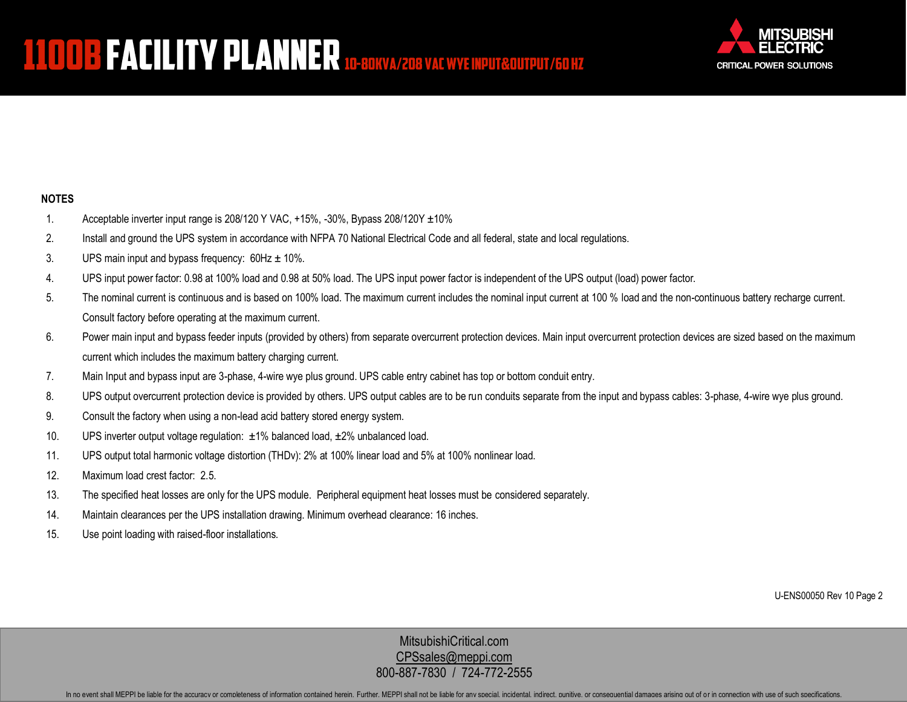# 1100B FACILITY PLANNER 10-80KVA/208 VAC WYE INPUT&OUTPUT/60 HZ

MITSUBISHI ELECTRIC
CRITICAL POWER SOLUTIONS

**NOTES**

1. Acceptable inverter input range is 208/120 Y VAC, +15%, -30%, Bypass 208/120Y ±10%
2. Install and ground the UPS system in accordance with NFPA 70 National Electrical Code and all federal, state and local regulations.
3. UPS main input and bypass frequency: 60Hz ± 10%.
4. UPS input power factor: 0.98 at 100% load and 0.98 at 50% load. The UPS input power factor is independent of the UPS output (load) power factor.
5. The nominal current is continuous and is based on 100% load. The maximum current includes the nominal input current at 100 % load and the non-continuous battery recharge current. Consult factory before operating at the maximum current.
6. Power main input and bypass feeder inputs (provided by others) from separate overcurrent protection devices. Main input overcurrent protection devices are sized based on the maximum current which includes the maximum battery charging current.
7. Main Input and bypass input are 3-phase, 4-wire wye plus ground. UPS cable entry cabinet has top or bottom conduit entry.
8. UPS output overcurrent protection device is provided by others. UPS output cables are to be run conduits separate from the input and bypass cables: 3-phase, 4-wire wye plus ground.
9. Consult the factory when using a non-lead acid battery stored energy system.
10. UPS inverter output voltage regulation: ±1% balanced load, ±2% unbalanced load.
11. UPS output total harmonic voltage distortion (THDv): 2% at 100% linear load and 5% at 100% nonlinear load.
12. Maximum load crest factor: 2.5.
13. The specified heat losses are only for the UPS module. Peripheral equipment heat losses must be considered separately.
14. Maintain clearances per the UPS installation drawing. Minimum overhead clearance: 16 inches.
15. Use point loading with raised-floor installations.

U-ENS00050 Rev 10 Page 2

MitsubishiCritical.com
CPSsales@meppi.com
800-887-7830 / 724-772-2555

In no event shall MEPPI be liable for the accuracy or completeness of information contained herein. Further, MEPPI shall not be liable for any special, incidental, indirect, punitive, or consequential damages arising out of or in connection with use of such specifications.